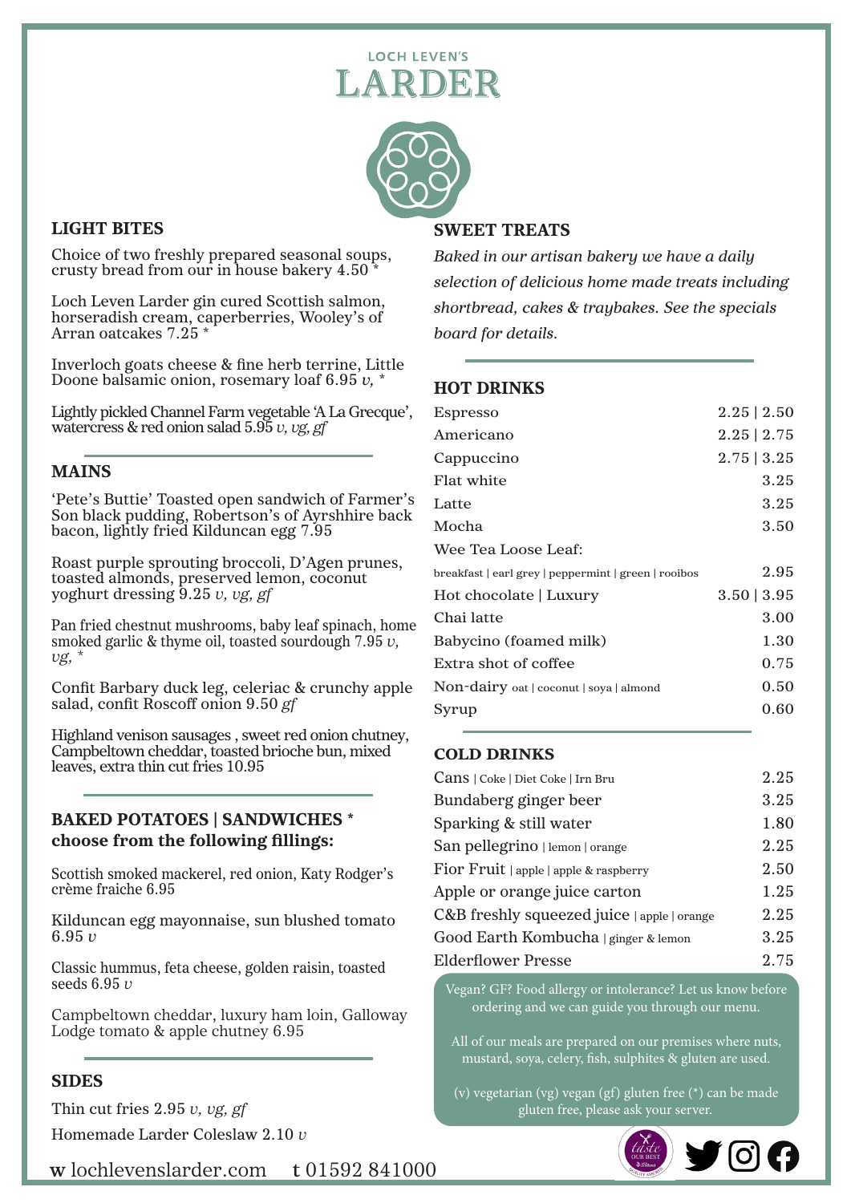LOCH LEVEN'S

# LARDER

## LIGHT BITES

Choice of two freshly prepared seasonal soups, crusty bread from our in house bakery 4.50 *

Loch Leven Larder gin cured Scottish salmon, horseradish cream, caperberries, Wooley's of Arran oatcakes 7.25 *

Inverloch goats cheese & fine herb terrine, Little Doone balsamic onion, rosemary loaf 6.95 *v,* *

Lightly pickled Channel Farm vegetable 'A La Grecque', watercress & red onion salad 5.95 *v, vg, gf*

## MAINS

'Pete's Buttie' Toasted open sandwich of Farmer's Son black pudding, Robertson's of Ayrshire back bacon, lightly fried Kilduncan egg 7.95

Roast purple sprouting broccoli, D'Agen prunes, toasted almonds, preserved lemon, coconut yoghurt dressing 9.25 *v, vg, gf*

Pan fried chestnut mushrooms, baby leaf spinach, home smoked garlic & thyme oil, toasted sourdough 7.95 *v, vg,* *

Confit Barbary duck leg, celeriac & crunchy apple salad, confit Roscoff onion 9.50 *gf*

Highland venison sausages , sweet red onion chutney, Campbeltown cheddar, toasted brioche bun, mixed leaves, extra thin cut fries 10.95

## BAKED POTATOES | SANDWICHES * choose from the following fillings:

Scottish smoked mackerel, red onion, Katy Rodger's crème fraiche 6.95

Kilduncan egg mayonnaise, sun blushed tomato 6.95 *v*

Classic hummus, feta cheese, golden raisin, toasted seeds 6.95 *v*

Campbeltown cheddar, luxury ham loin, Galloway Lodge tomato & apple chutney 6.95

## SIDES

Thin cut fries 2.95 *v, vg, gf*

Homemade Larder Coleslaw 2.10 *v*

## SWEET TREATS

*Baked in our artisan bakery we have a daily selection of delicious home made treats including shortbread, cakes & traybakes. See the specials board for details.*

## HOT DRINKS

| Item | Price |
|---|---|
| Espresso | 2.25 \| 2.50 |
| Americano | 2.25 \| 2.75 |
| Cappuccino | 2.75 \| 3.25 |
| Flat white | 3.25 |
| Latte | 3.25 |
| Mocha | 3.50 |
| Wee Tea Loose Leaf: breakfast \| earl grey \| peppermint \| green \| rooibos | 2.95 |
| Hot chocolate \| Luxury | 3.50 \| 3.95 |
| Chai latte | 3.00 |
| Babycino (foamed milk) | 1.30 |
| Extra shot of coffee | 0.75 |
| Non-dairy oat \| coconut \| soya \| almond | 0.50 |
| Syrup | 0.60 |

## COLD DRINKS

| Item | Price |
|---|---|
| Cans \| Coke \| Diet Coke \| Irn Bru | 2.25 |
| Bundaberg ginger beer | 3.25 |
| Sparking & still water | 1.80 |
| San pellegrino \| lemon \| orange | 2.25 |
| Fior Fruit \| apple \| apple & raspberry | 2.50 |
| Apple or orange juice carton | 1.25 |
| C&B freshly squeezed juice \| apple \| orange | 2.25 |
| Good Earth Kombucha \| ginger & lemon | 3.25 |
| Elderflower Presse | 2.75 |

Vegan? GF? Food allergy or intolerance? Let us know before ordering and we can guide you through our menu.

All of our meals are prepared on our premises where nuts, mustard, soya, celery, fish, sulphites & gluten are used.

(v) vegetarian (vg) vegan (gf) gluten free (*) can be made gluten free, please ask your server.

**w** lochlevenslarder.com **t** 01592 841000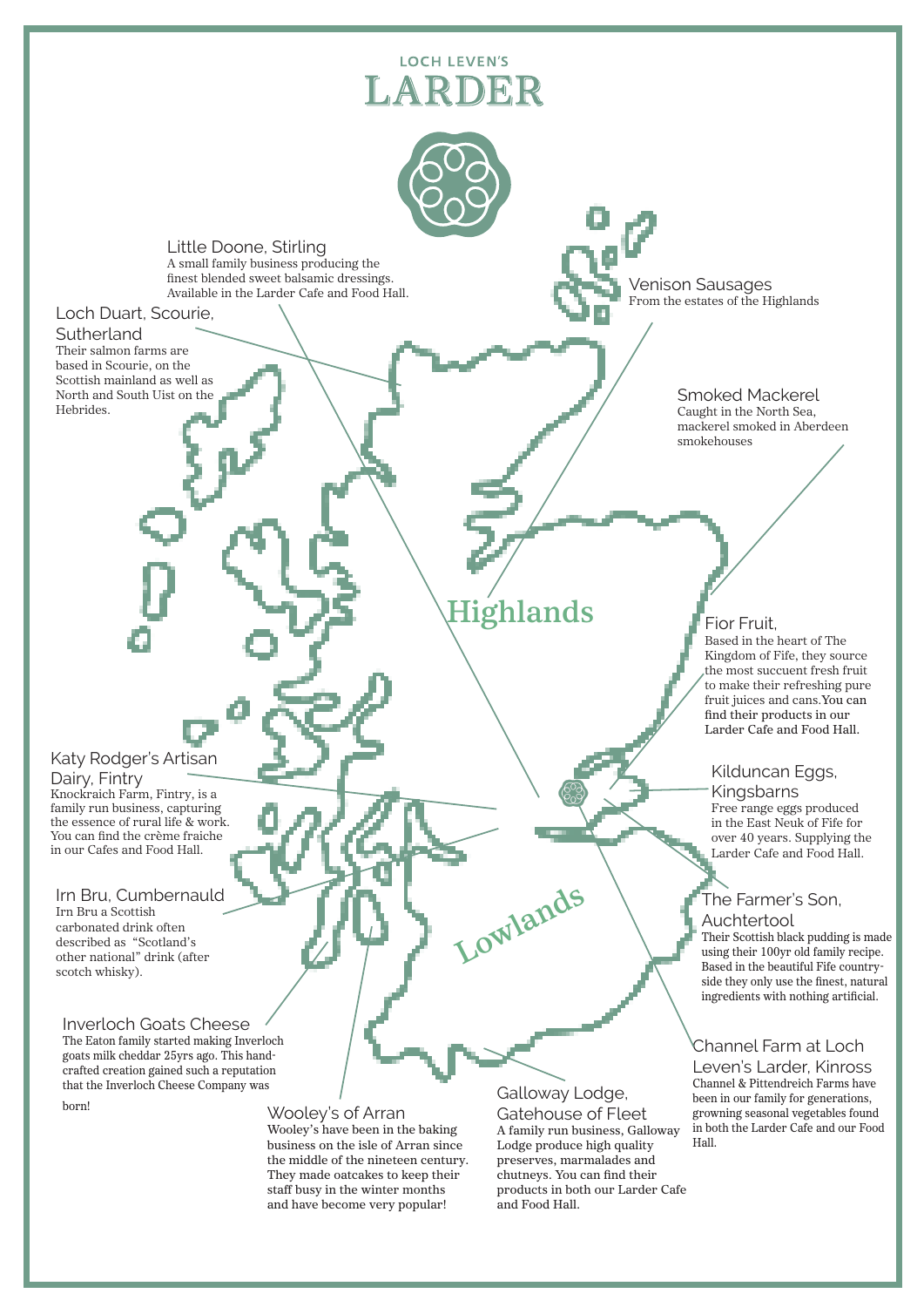# LOCH LEVEN'S LARDER

### Little Doone, Stirling
A small family business producing the finest blended sweet balsamic dressings. Available in the Larder Cafe and Food Hall.

### Loch Duart, Scourie, Sutherland
Their salmon farms are based in Scourie, on the Scottish mainland as well as North and South Uist on the Hebrides.

### Venison Sausages
From the estates of the Highlands

### Smoked Mackerel
Caught in the North Sea, mackerel smoked in Aberdeen smokehouses

Highlands

### Fior Fruit,
Based in the heart of The Kingdom of Fife, they source the most succuent fresh fruit to make their refreshing pure fruit juices and cans. You can find their products in our Larder Cafe and Food Hall.

### Katy Rodger's Artisan Dairy, Fintry
Knockraich Farm, Fintry, is a family run business, capturing the essence of rural life & work. You can find the crème fraiche in our Cafes and Food Hall.

### Kilduncan Eggs, Kingsbarns
Free range eggs produced in the East Neuk of Fife for over 40 years. Supplying the Larder Cafe and Food Hall.

### Irn Bru, Cumbernauld
Irn Bru a Scottish carbonated drink often described as "Scotland's other national" drink (after scotch whisky).

Lowlands

### The Farmer's Son, Auchtertool
Their Scottish black pudding is made using their 100yr old family recipe. Based in the beautiful Fife country-side they only use the finest, natural ingredients with nothing artificial.

### Inverloch Goats Cheese
The Eaton family started making Inverloch goats milk cheddar 25yrs ago. This hand-crafted creation gained such a reputation that the Inverloch Cheese Company was born!

### Channel Farm at Loch Leven's Larder, Kinross
Channel & Pittendreich Farms have been in our family for generations, growning seasonal vegetables found in both the Larder Cafe and our Food Hall.

### Galloway Lodge, Gatehouse of Fleet
A family run business, Galloway Lodge produce high quality preserves, marmalades and chutneys. You can find their products in both our Larder Cafe and Food Hall.

### Wooley's of Arran
Wooley's have been in the baking business on the isle of Arran since the middle of the nineteen century. They made oatcakes to keep their staff busy in the winter months and have become very popular!